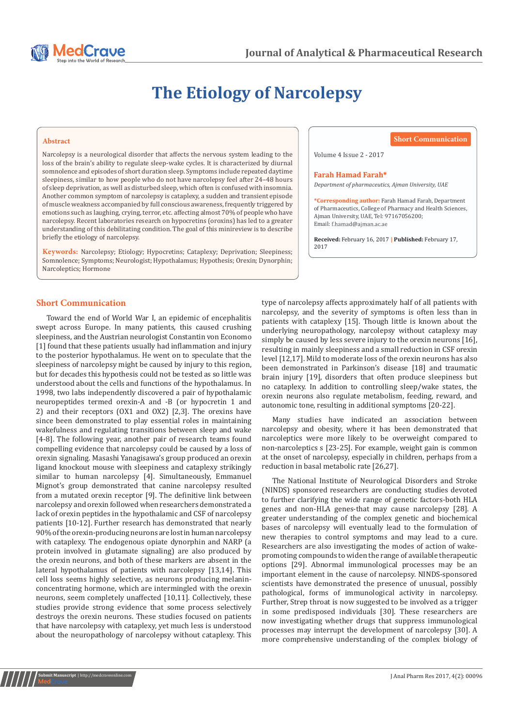# The Etiology of Narcolepsy

## Abstract

Narcolepsy is a neurological disorder that affects the nervous system leading to the loss of the brain's ability to regulate sleep-wake cycles. It is characterized by diurnal somnolence and episodes of short duration sleep. Symptoms include repeated daytime sleepiness, similar to how people who do not have narcolepsy feel after 24–48 hours of sleep deprivation, as well as disturbed sleep, which often is confused with insomnia. Another common symptom of narcolepsy is cataplexy, a sudden and transient episode of muscle weakness accompanied by full conscious awareness, frequently triggered by emotions such as laughing, crying, terror, etc. affecting almost 70% of people who have narcolepsy. Recent laboratories research on hypocretins (oroxins) has led to a greater understanding of this debilitating condition. The goal of this minireview is to describe briefly the etiology of narcolepsy.

**Keywords:** Narcolepsy; Etiology; Hypocretins; Cataplexy; Deprivation; Sleepiness; Somnolence; Symptoms; Neurologist; Hypothalamus; Hypothesis; Orexin; Dynorphin; Narcoleptics; Hormone

Short Communication

Volume 4 Issue 2 - 2017

**Farah Hamad Farah***

*Department of pharmaceutics, Ajman University, UAE*

***Corresponding author:** Farah Hamad Farah, Department of Pharmaceutics, College of Pharmacy and Health Sciences, Ajman University, UAE, Tel: 97167056200; Email: f.hamad@ajman.ac.ae

**Received:** February 16, 2017 | **Published:** February 17, 2017

## Short Communication

Toward the end of World War I, an epidemic of encephalitis swept across Europe. In many patients, this caused crushing sleepiness, and the Austrian neurologist Constantin von Economo [1] found that these patients usually had inflammation and injury to the posterior hypothalamus. He went on to speculate that the sleepiness of narcolepsy might be caused by injury to this region, but for decades this hypothesis could not be tested as so little was understood about the cells and functions of the hypothalamus. In 1998, two labs independently discovered a pair of hypothalamic neuropeptides termed orexin-A and -B (or hypocretin 1 and 2) and their receptors (OX1 and OX2) [2,3]. The orexins have since been demonstrated to play essential roles in maintaining wakefulness and regulating transitions between sleep and wake [4-8]. The following year, another pair of research teams found compelling evidence that narcolepsy could be caused by a loss of orexin signaling. Masashi Yanagisawa's group produced an orexin ligand knockout mouse with sleepiness and cataplexy strikingly similar to human narcolepsy [4]. Simultaneously, Emmanuel Mignot's group demonstrated that canine narcolepsy resulted from a mutated orexin receptor [9]. The definitive link between narcolepsy and orexin followed when researchers demonstrated a lack of orexin peptides in the hypothalamic and CSF of narcolepsy patients [10-12]. Further research has demonstrated that nearly 90% of the orexin-producing neurons are lost in human narcolepsy with cataplexy. The endogenous opiate dynorphin and NARP (a protein involved in glutamate signaling) are also produced by the orexin neurons, and both of these markers are absent in the lateral hypothalamus of patients with narcolepsy [13,14]. This cell loss seems highly selective, as neurons producing melanin-concentrating hormone, which are intermingled with the orexin neurons, seem completely unaffected [10,11]. Collectively, these studies provide strong evidence that some process selectively destroys the orexin neurons. These studies focused on patients that have narcolepsy with cataplexy, yet much less is understood about the neuropathology of narcolepsy without cataplexy. This type of narcolepsy affects approximately half of all patients with narcolepsy, and the severity of symptoms is often less than in patients with cataplexy [15]. Though little is known about the underlying neuropathology, narcolepsy without cataplexy may simply be caused by less severe injury to the orexin neurons [16], resulting in mainly sleepiness and a small reduction in CSF orexin level [12,17]. Mild to moderate loss of the orexin neurons has also been demonstrated in Parkinson's disease [18] and traumatic brain injury [19], disorders that often produce sleepiness but no cataplexy. In addition to controlling sleep/wake states, the orexin neurons also regulate metabolism, feeding, reward, and autonomic tone, resulting in additional symptoms [20-22].

Many studies have indicated an association between narcolepsy and obesity, where it has been demonstrated that narcoleptics were more likely to be overweight compared to non-narcoleptics s [23-25]. For example, weight gain is common at the onset of narcolepsy, especially in children, perhaps from a reduction in basal metabolic rate [26,27].

The National Institute of Neurological Disorders and Stroke (NINDS) sponsored researchers are conducting studies devoted to further clarifying the wide range of genetic factors-both HLA genes and non-HLA genes-that may cause narcolepsy [28]. A greater understanding of the complex genetic and biochemical bases of narcolepsy will eventually lead to the formulation of new therapies to control symptoms and may lead to a cure. Researchers are also investigating the modes of action of wake-promoting compounds to widen the range of available therapeutic options [29]. Abnormal immunological processes may be an important element in the cause of narcolepsy. NINDS-sponsored scientists have demonstrated the presence of unusual, possibly pathological, forms of immunological activity in narcolepsy. Further, Strep throat is now suggested to be involved as a trigger in some predisposed individuals [30]. These researchers are now investigating whether drugs that suppress immunological processes may interrupt the development of narcolepsy [30]. A more comprehensive understanding of the complex biology of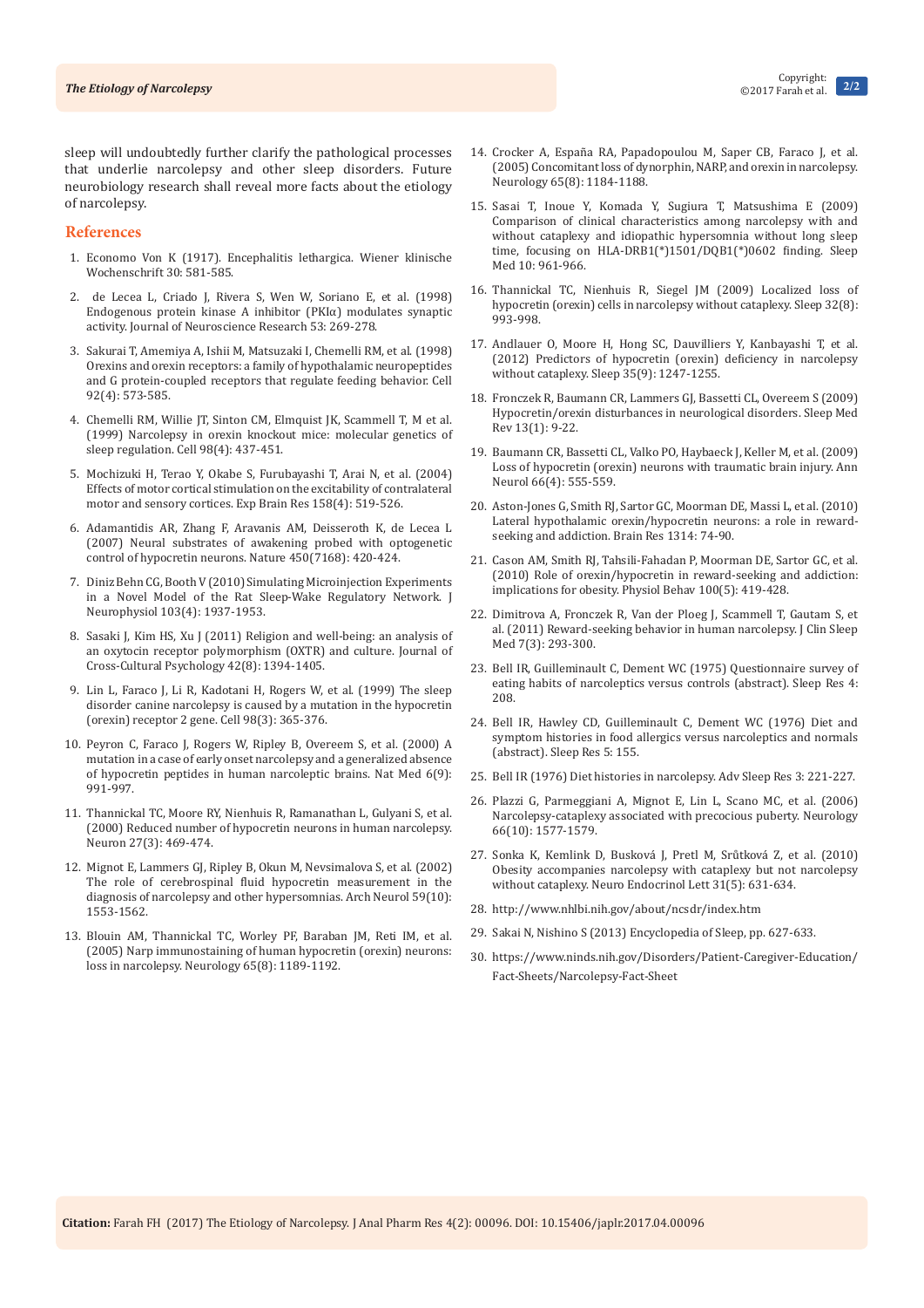sleep will undoubtedly further clarify the pathological processes that underlie narcolepsy and other sleep disorders. Future neurobiology research shall reveal more facts about the etiology of narcolepsy.

## References

1. Economo Von K (1917). Encephalitis lethargica. Wiener klinische Wochenschrift 30: 581-585.
2. de Lecea L, Criado J, Rivera S, Wen W, Soriano E, et al. (1998) Endogenous protein kinase A inhibitor (PKIα) modulates synaptic activity. Journal of Neuroscience Research 53: 269-278.
3. Sakurai T, Amemiya A, Ishii M, Matsuzaki I, Chemelli RM, et al. (1998) Orexins and orexin receptors: a family of hypothalamic neuropeptides and G protein-coupled receptors that regulate feeding behavior. Cell 92(4): 573-585.
4. Chemelli RM, Willie JT, Sinton CM, Elmquist JK, Scammell T, M et al. (1999) Narcolepsy in orexin knockout mice: molecular genetics of sleep regulation. Cell 98(4): 437-451.
5. Mochizuki H, Terao Y, Okabe S, Furubayashi T, Arai N, et al. (2004) Effects of motor cortical stimulation on the excitability of contralateral motor and sensory cortices. Exp Brain Res 158(4): 519-526.
6. Adamantidis AR, Zhang F, Aravanis AM, Deisseroth K, de Lecea L (2007) Neural substrates of awakening probed with optogenetic control of hypocretin neurons. Nature 450(7168): 420-424.
7. Diniz Behn CG, Booth V (2010) Simulating Microinjection Experiments in a Novel Model of the Rat Sleep-Wake Regulatory Network. J Neurophysiol 103(4): 1937-1953.
8. Sasaki J, Kim HS, Xu J (2011) Religion and well-being: an analysis of an oxytocin receptor polymorphism (OXTR) and culture. Journal of Cross-Cultural Psychology 42(8): 1394-1405.
9. Lin L, Faraco J, Li R, Kadotani H, Rogers W, et al. (1999) The sleep disorder canine narcolepsy is caused by a mutation in the hypocretin (orexin) receptor 2 gene. Cell 98(3): 365-376.
10. Peyron C, Faraco J, Rogers W, Ripley B, Overeem S, et al. (2000) A mutation in a case of early onset narcolepsy and a generalized absence of hypocretin peptides in human narcoleptic brains. Nat Med 6(9): 991-997.
11. Thannickal TC, Moore RY, Nienhuis R, Ramanathan L, Gulyani S, et al. (2000) Reduced number of hypocretin neurons in human narcolepsy. Neuron 27(3): 469-474.
12. Mignot E, Lammers GJ, Ripley B, Okun M, Nevsimalova S, et al. (2002) The role of cerebrospinal fluid hypocretin measurement in the diagnosis of narcolepsy and other hypersomnias. Arch Neurol 59(10): 1553-1562.
13. Blouin AM, Thannickal TC, Worley PF, Baraban JM, Reti IM, et al. (2005) Narp immunostaining of human hypocretin (orexin) neurons: loss in narcolepsy. Neurology 65(8): 1189-1192.
14. Crocker A, España RA, Papadopoulou M, Saper CB, Faraco J, et al. (2005) Concomitant loss of dynorphin, NARP, and orexin in narcolepsy. Neurology 65(8): 1184-1188.
15. Sasai T, Inoue Y, Komada Y, Sugiura T, Matsushima E (2009) Comparison of clinical characteristics among narcolepsy with and without cataplexy and idiopathic hypersomnia without long sleep time, focusing on HLA-DRB1(*)1501/DQB1(*)0602 finding. Sleep Med 10: 961-966.
16. Thannickal TC, Nienhuis R, Siegel JM (2009) Localized loss of hypocretin (orexin) cells in narcolepsy without cataplexy. Sleep 32(8): 993-998.
17. Andlauer O, Moore H, Hong SC, Dauvilliers Y, Kanbayashi T, et al. (2012) Predictors of hypocretin (orexin) deficiency in narcolepsy without cataplexy. Sleep 35(9): 1247-1255.
18. Fronczek R, Baumann CR, Lammers GJ, Bassetti CL, Overeem S (2009) Hypocretin/orexin disturbances in neurological disorders. Sleep Med Rev 13(1): 9-22.
19. Baumann CR, Bassetti CL, Valko PO, Haybaeck J, Keller M, et al. (2009) Loss of hypocretin (orexin) neurons with traumatic brain injury. Ann Neurol 66(4): 555-559.
20. Aston-Jones G, Smith RJ, Sartor GC, Moorman DE, Massi L, et al. (2010) Lateral hypothalamic orexin/hypocretin neurons: a role in reward-seeking and addiction. Brain Res 1314: 74-90.
21. Cason AM, Smith RJ, Tahsili-Fahadan P, Moorman DE, Sartor GC, et al. (2010) Role of orexin/hypocretin in reward-seeking and addiction: implications for obesity. Physiol Behav 100(5): 419-428.
22. Dimitrova A, Fronczek R, Van der Ploeg J, Scammell T, Gautam S, et al. (2011) Reward-seeking behavior in human narcolepsy. J Clin Sleep Med 7(3): 293-300.
23. Bell IR, Guilleminault C, Dement WC (1975) Questionnaire survey of eating habits of narcoleptics versus controls (abstract). Sleep Res 4: 208.
24. Bell IR, Hawley CD, Guilleminault C, Dement WC (1976) Diet and symptom histories in food allergics versus narcoleptics and normals (abstract). Sleep Res 5: 155.
25. Bell IR (1976) Diet histories in narcolepsy. Adv Sleep Res 3: 221-227.
26. Plazzi G, Parmeggiani A, Mignot E, Lin L, Scano MC, et al. (2006) Narcolepsy-cataplexy associated with precocious puberty. Neurology 66(10): 1577-1579.
27. Sonka K, Kemlink D, Busková J, Pretl M, Srůtková Z, et al. (2010) Obesity accompanies narcolepsy with cataplexy but not narcolepsy without cataplexy. Neuro Endocrinol Lett 31(5): 631-634.
28. http://www.nhlbi.nih.gov/about/ncsdr/index.htm
29. Sakai N, Nishino S (2013) Encyclopedia of Sleep, pp. 627-633.
30. https://www.ninds.nih.gov/Disorders/Patient-Caregiver-Education/Fact-Sheets/Narcolepsy-Fact-Sheet